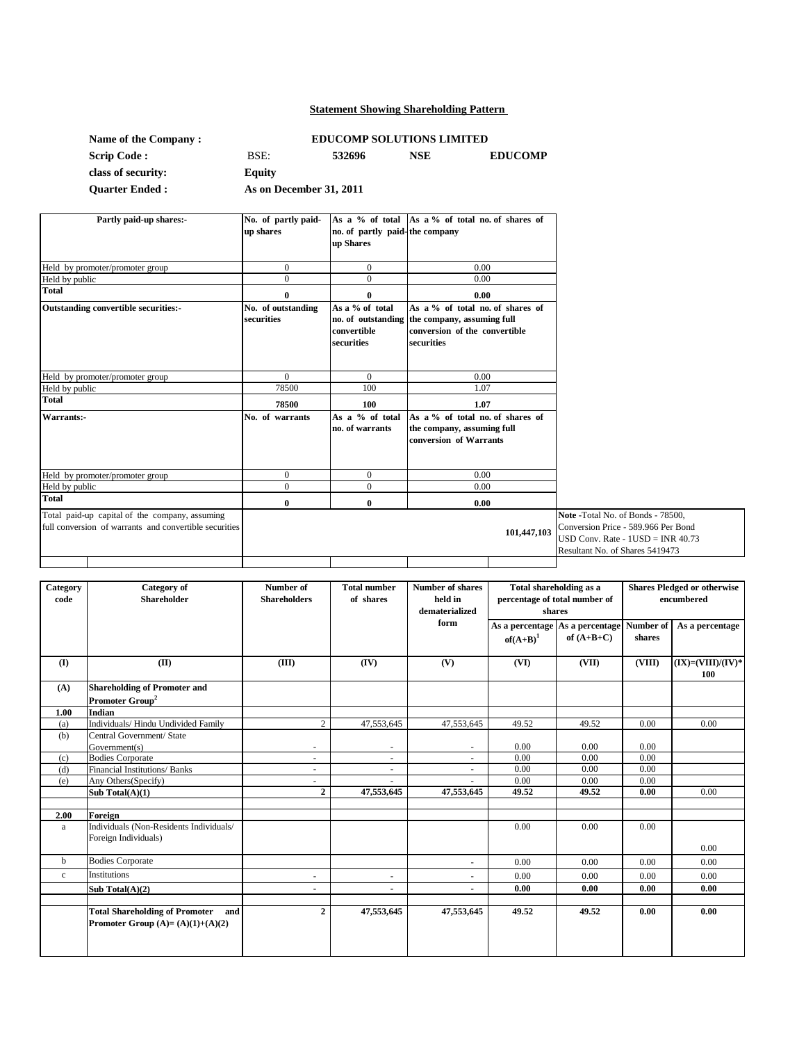## Statement Showing Shareholding Pattern

| | | | | |
|---|---|---|---|---|
| **Name of the Company :** | **EDUCOMP SOLUTIONS LIMITED** | | | |
| **Scrip Code :** | BSE: | **532696** | **NSE** | **EDUCOMP** |
| **class of security:** | **Equity** | | | |
| **Quarter Ended :** | **As on December 31, 2011** | | | |

| Partly paid-up shares:- | No. of partly paid-up shares | As a % of total no. of partly paid-up Shares | As a % of total no. of shares of the company | |
|---|---|---|---|---|
| Held by promoter/promoter group | 0 | 0 | 0.00 | |
| Held by public | 0 | 0 | 0.00 | |
| **Total** | **0** | **0** | **0.00** | |
| **Outstanding convertible securities:-** | **No. of outstanding securities** | **As a % of total no. of outstanding convertible securities** | **As a % of total no. of shares of the company, assuming full conversion of the convertible securities** | |
| Held by promoter/promoter group | 0 | 0 | 0.00 | |
| Held by public | 78500 | 100 | 1.07 | |
| **Total** | **78500** | **100** | **1.07** | |
| **Warrants:-** | **No. of warrants** | **As a % of total no. of warrants** | **As a % of total no. of shares of the company, assuming full conversion of Warrants** | |
| Held by promoter/promoter group | 0 | 0 | 0.00 | |
| Held by public | 0 | 0 | 0.00 | |
| **Total** | **0** | **0** | **0.00** | |
| Total paid-up capital of the company, assuming full conversion of warrants and convertible securities | | | **101,447,103** | **Note** -Total No. of Bonds - 78500, Conversion Price - 589.966 Per Bond USD Conv. Rate - 1USD = INR 40.73 Resultant No. of Shares 5419473 |

| Category code | Category of Shareholder | Number of Shareholders | Total number of shares | Number of shares held in dematerialized form | Total shareholding as a percentage of total number of shares | | Shares Pledged or otherwise encumbered | |
|---|---|---|---|---|---|---|---|---|
| | | | | | As a percentage of(A+B)[1] | As a percentage of (A+B+C) | Number of shares | As a percentage |
| **(I)** | **(II)** | **(III)** | **(IV)** | **(V)** | **(VI)** | **(VII)** | **(VIII)** | **(IX)=(VIII)/(IV)\*100** |
| **(A)** | **Shareholding of Promoter and Promoter Group[2]** | | | | | | | |
| **1.00** | **Indian** | | | | | | | |
| (a) | Individuals/ Hindu Undivided Family | 2 | 47,553,645 | 47,553,645 | 49.52 | 49.52 | 0.00 | 0.00 |
| (b) | Central Government/ State Government(s) | - | - | - | 0.00 | 0.00 | 0.00 | |
| (c) | Bodies Corporate | - | - | - | 0.00 | 0.00 | 0.00 | |
| (d) | Financial Institutions/ Banks | - | - | - | 0.00 | 0.00 | 0.00 | |
| (e) | Any Others(Specify) | - | - | - | 0.00 | 0.00 | 0.00 | |
| | **Sub Total(A)(1)** | **2** | **47,553,645** | **47,553,645** | **49.52** | **49.52** | **0.00** | 0.00 |
| **2.00** | **Foreign** | | | | | | | |
| a | Individuals (Non-Residents Individuals/ Foreign Individuals) | | | | 0.00 | 0.00 | 0.00 | 0.00 |
| b | Bodies Corporate | | | - | 0.00 | 0.00 | 0.00 | 0.00 |
| c | Institutions | - | - | - | 0.00 | 0.00 | 0.00 | 0.00 |
| | **Sub Total(A)(2)** | **-** | **-** | **-** | **0.00** | **0.00** | **0.00** | **0.00** |
| | **Total Shareholding of Promoter and Promoter Group (A)= (A)(1)+(A)(2)** | **2** | **47,553,645** | **47,553,645** | **49.52** | **49.52** | **0.00** | **0.00** |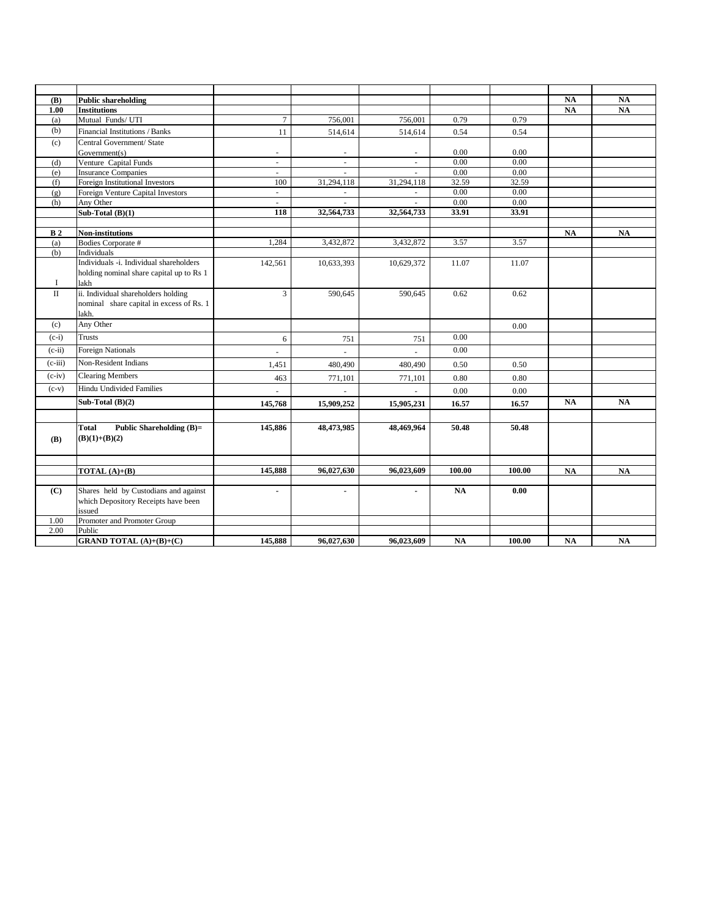| | | | | | | | | |
|---|---|---|---|---|---|---|---|---|
| **(B)** | **Public shareholding** | | | | | | **NA** | **NA** |
| **1.00** | **Institutions** | | | | | | **NA** | **NA** |
| (a) | Mutual Funds/ UTI | 7 | 756,001 | 756,001 | 0.79 | 0.79 | | |
| (b) | Financial Institutions / Banks | 11 | 514,614 | 514,614 | 0.54 | 0.54 | | |
| (c) | Central Government/ State Government(s) | - | - | - | 0.00 | 0.00 | | |
| (d) | Venture Capital Funds | - | - | - | 0.00 | 0.00 | | |
| (e) | Insurance Companies | - | - | - | 0.00 | 0.00 | | |
| (f) | Foreign Institutional Investors | 100 | 31,294,118 | 31,294,118 | 32.59 | 32.59 | | |
| (g) | Foreign Venture Capital Investors | - | - | - | 0.00 | 0.00 | | |
| (h) | Any Other | - | - | - | 0.00 | 0.00 | | |
| | **Sub-Total (B)(1)** | **118** | **32,564,733** | **32,564,733** | **33.91** | **33.91** | | |
| | | | | | | | | |
| **B 2** | **Non-institutions** | | | | | | **NA** | **NA** |
| (a) | Bodies Corporate # | 1,284 | 3,432,872 | 3,432,872 | 3.57 | 3.57 | | |
| (b) | Individuals | | | | | | | |
| I | Individuals -i. Individual shareholders holding nominal share capital up to Rs 1 lakh | 142,561 | 10,633,393 | 10,629,372 | 11.07 | 11.07 | | |
| II | ii. Individual shareholders holding nominal share capital in excess of Rs. 1 lakh. | 3 | 590,645 | 590,645 | 0.62 | 0.62 | | |
| (c) | Any Other | | | | | 0.00 | | |
| (c-i) | Trusts | 6 | 751 | 751 | 0.00 | | | |
| (c-ii) | Foreign Nationals | - | - | - | 0.00 | | | |
| (c-iii) | Non-Resident Indians | 1,451 | 480,490 | 480,490 | 0.50 | 0.50 | | |
| (c-iv) | Clearing Members | 463 | 771,101 | 771,101 | 0.80 | 0.80 | | |
| (c-v) | Hindu Undivided Families | - | - | - | 0.00 | 0.00 | | |
| | **Sub-Total (B)(2)** | **145,768** | **15,909,252** | **15,905,231** | **16.57** | **16.57** | **NA** | **NA** |
| | | | | | | | | |
| **(B)** | **Total Public Shareholding (B)= (B)(1)+(B)(2)** | **145,886** | **48,473,985** | **48,469,964** | **50.48** | **50.48** | | |
| | | | | | | | | |
| | **TOTAL (A)+(B)** | **145,888** | **96,027,630** | **96,023,609** | **100.00** | **100.00** | **NA** | **NA** |
| | | | | | | | | |
| **(C)** | Shares held by Custodians and against which Depository Receipts have been issued | **-** | **-** | **-** | **NA** | **0.00** | | |
| 1.00 | Promoter and Promoter Group | | | | | | | |
| 2.00 | Public | | | | | | | |
| | **GRAND TOTAL (A)+(B)+(C)** | **145,888** | **96,027,630** | **96,023,609** | **NA** | **100.00** | **NA** | **NA** |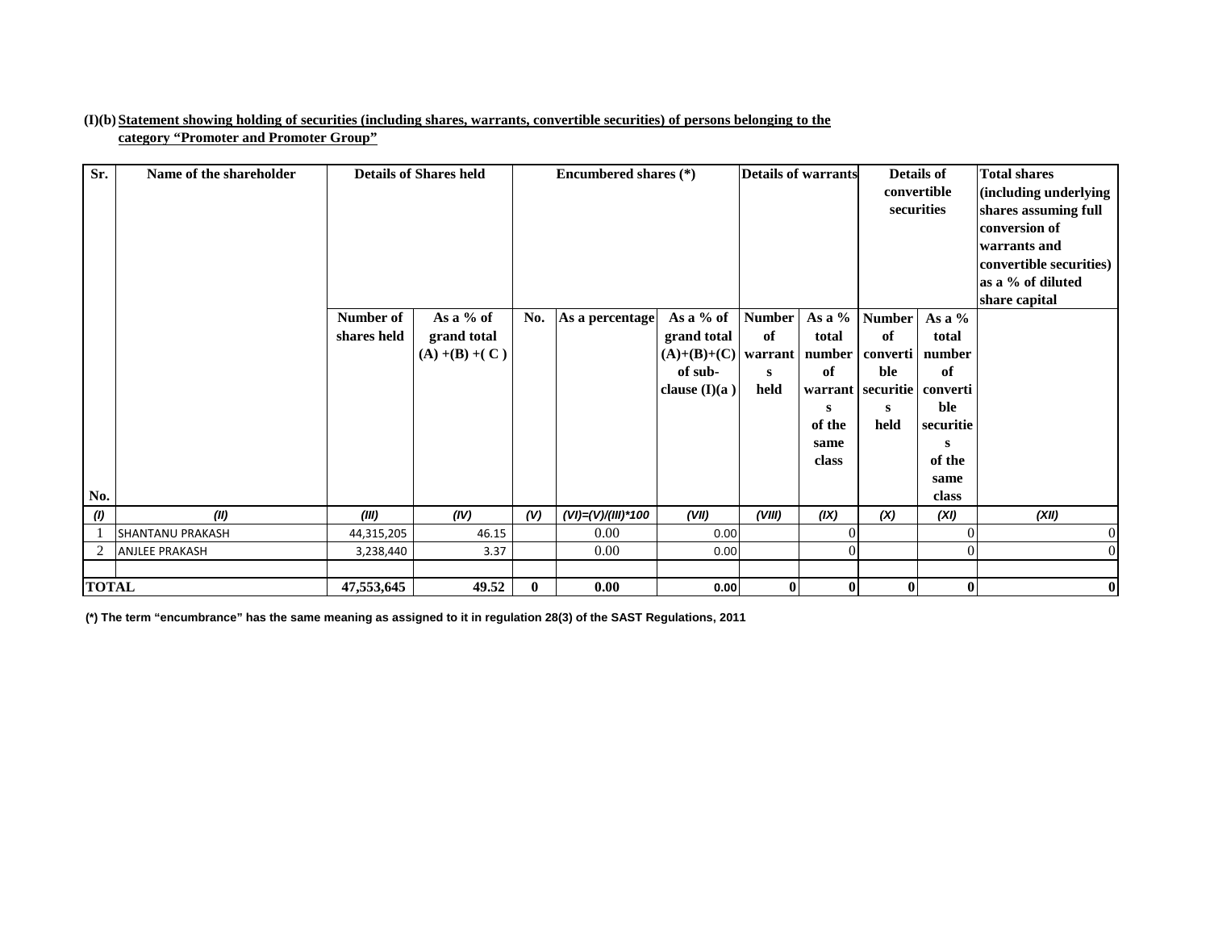**(I)(b) Statement showing holding of securities (including shares, warrants, convertible securities) of persons belonging to the category "Promoter and Promoter Group"**

| Sr. No. | Name of the shareholder | Details of Shares held | | Encumbered shares (*) | | | Details of warrants | | Details of convertible securities | | Total shares (including underlying shares assuming full conversion of warrants and convertible securities) as a % of diluted share capital |
|---|---|---|---|---|---|---|---|---|---|---|---|
| | | Number of shares held | As a % of grand total (A) +(B) +( C ) | No. | As a percentage | As a % of grand total (A)+(B)+(C) of sub-clause (I)(a ) | Number of warrants held | As a % total number of warrants of the same class | Number of convertible securities held | As a % total number of convertible securities of the same class | |
| *(I)* | *(II)* | *(III)* | *(IV)* | *(V)* | *(VI)=(V)/(III)\*100* | *(VII)* | *(VIII)* | *(IX)* | *(X)* | *(XI)* | *(XII)* |
| 1 | SHANTANU PRAKASH | 44,315,205 | 46.15 | | 0.00 | 0.00 | | 0 | | 0 | 0 |
| 2 | ANJLEE PRAKASH | 3,238,440 | 3.37 | | 0.00 | 0.00 | | 0 | | 0 | 0 |
| | | | | | | | | | | | |
| **TOTAL** | | **47,553,645** | **49.52** | **0** | **0.00** | **0.00** | **0** | **0** | **0** | **0** | **0** |

**(*) The term "encumbrance" has the same meaning as assigned to it in regulation 28(3) of the SAST Regulations, 2011**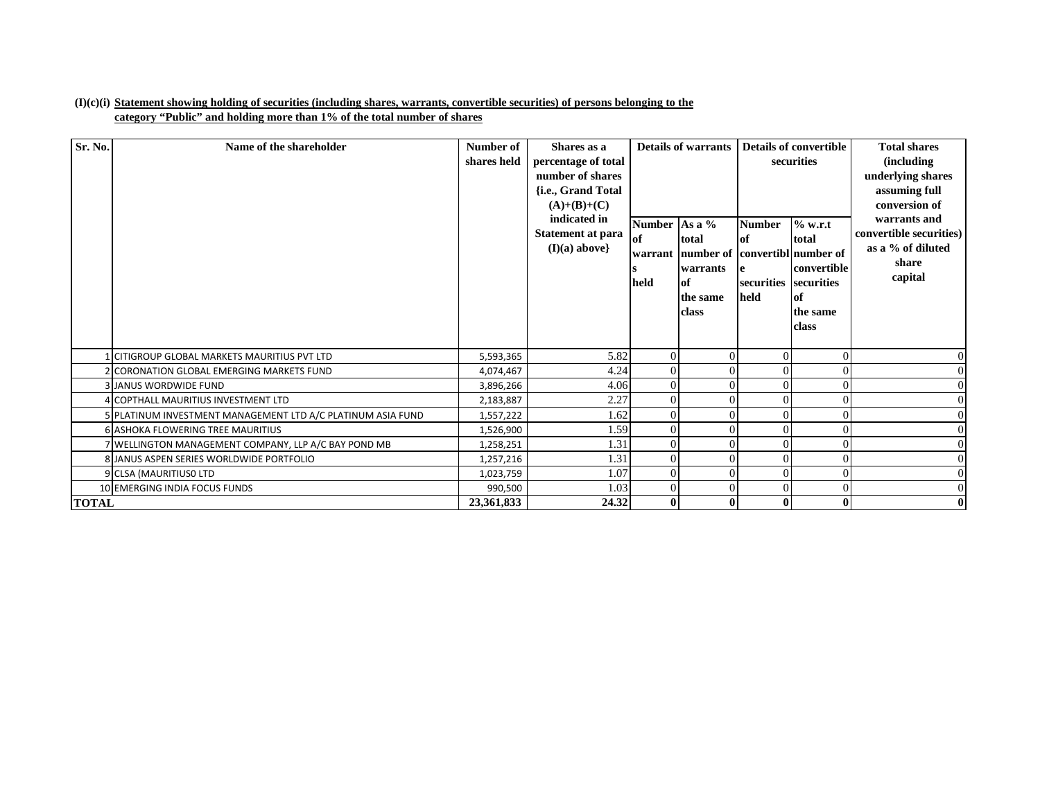**(I)(c)(i) Statement showing holding of securities (including shares, warrants, convertible securities) of persons belonging to the category "Public" and holding more than 1% of the total number of shares**

| Sr. No. | Name of the shareholder | Number of shares held | Shares as a percentage of total number of shares {i.e., Grand Total (A)+(B)+(C) indicated in Statement at para (I)(a) above} | Details of warrants | | Details of convertible securities | | Total shares (including underlying shares assuming full conversion of warrants and convertible securities) as a % of diluted share capital |
|---|---|---|---|---|---|---|---|---|
| | | | | Number of warrants held | As a % total number of warrants of the same class | Number of convertible securities held | % w.r.t total number of convertible securities of the same class | |
| 1 | CITIGROUP GLOBAL MARKETS MAURITIUS PVT LTD | 5,593,365 | 5.82 | 0 | 0 | 0 | 0 | 0 |
| 2 | CORONATION GLOBAL EMERGING MARKETS FUND | 4,074,467 | 4.24 | 0 | 0 | 0 | 0 | 0 |
| 3 | JANUS WORDWIDE FUND | 3,896,266 | 4.06 | 0 | 0 | 0 | 0 | 0 |
| 4 | COPTHALL MAURITIUS INVESTMENT LTD | 2,183,887 | 2.27 | 0 | 0 | 0 | 0 | 0 |
| 5 | PLATINUM INVESTMENT MANAGEMENT LTD A/C PLATINUM ASIA FUND | 1,557,222 | 1.62 | 0 | 0 | 0 | 0 | 0 |
| 6 | ASHOKA FLOWERING TREE MAURITIUS | 1,526,900 | 1.59 | 0 | 0 | 0 | 0 | 0 |
| 7 | WELLINGTON MANAGEMENT COMPANY, LLP A/C BAY POND MB | 1,258,251 | 1.31 | 0 | 0 | 0 | 0 | 0 |
| 8 | JANUS ASPEN SERIES WORLDWIDE PORTFOLIO | 1,257,216 | 1.31 | 0 | 0 | 0 | 0 | 0 |
| 9 | CLSA (MAURITIUS0 LTD | 1,023,759 | 1.07 | 0 | 0 | 0 | 0 | 0 |
| 10 | EMERGING INDIA FOCUS FUNDS | 990,500 | 1.03 | 0 | 0 | 0 | 0 | 0 |
| **TOTAL** | | **23,361,833** | **24.32** | **0** | **0** | **0** | **0** | **0** |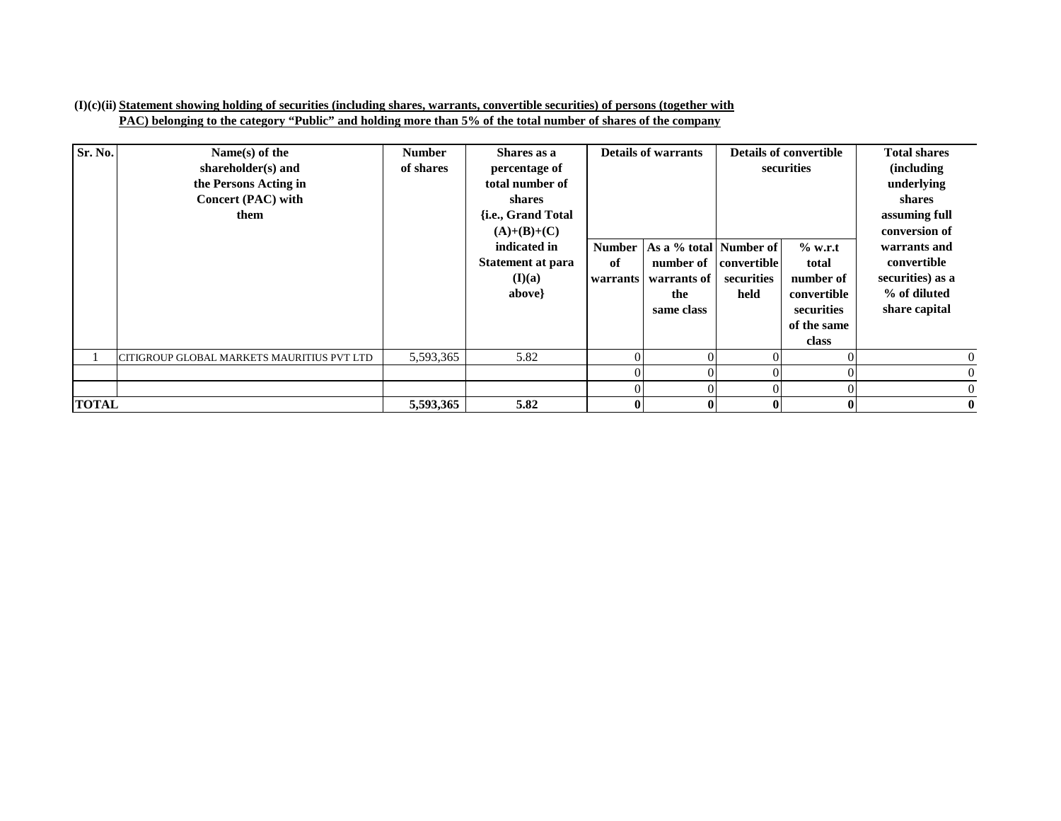**(I)(c)(ii) Statement showing holding of securities (including shares, warrants, convertible securities) of persons (together with PAC) belonging to the category "Public" and holding more than 5% of the total number of shares of the company**

| Sr. No. | Name(s) of the shareholder(s) and the Persons Acting in Concert (PAC) with them | Number of shares | Shares as a percentage of total number of shares {i.e., Grand Total (A)+(B)+(C) indicated in Statement at para (I)(a) above} | Details of warrants | | Details of convertible securities | | Total shares (including underlying shares assuming full conversion of warrants and convertible securities) as a % of diluted share capital |
|---|---|---|---|---|---|---|---|---|
| | | | | Number of warrants | As a % total number of warrants of the same class | Number of convertible securities held | % w.r.t total number of convertible securities of the same class | |
| 1 | CITIGROUP GLOBAL MARKETS MAURITIUS PVT LTD | 5,593,365 | 5.82 | 0 | 0 | 0 | 0 | 0 |
| | | | | 0 | 0 | 0 | 0 | 0 |
| | | | | 0 | 0 | 0 | 0 | 0 |
| **TOTAL** | | **5,593,365** | **5.82** | **0** | **0** | **0** | **0** | **0** |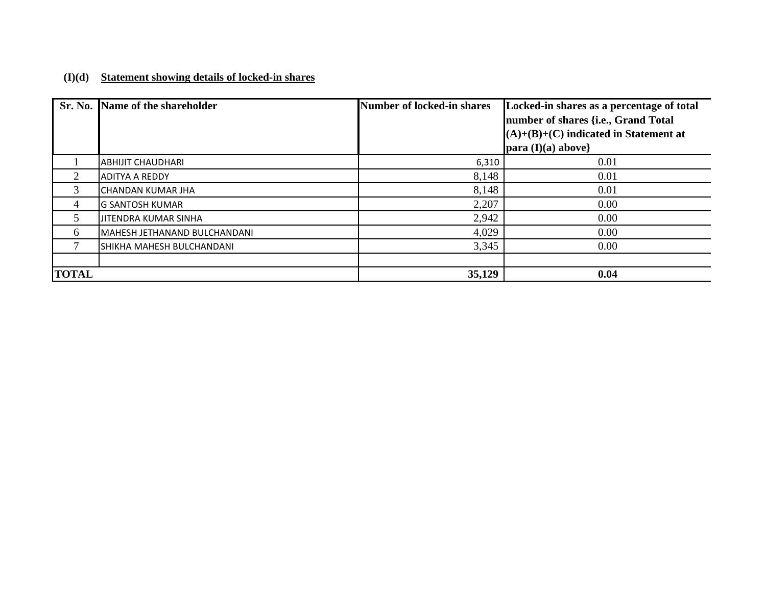**(I)(d) Statement showing details of locked-in shares**

| Sr. No. | Name of the shareholder | Number of locked-in shares | Locked-in shares as a percentage of total number of shares {i.e., Grand Total (A)+(B)+(C) indicated in Statement at para (I)(a) above} |
|---|---|---|---|
| 1 | ABHIJIT CHAUDHARI | 6,310 | 0.01 |
| 2 | ADITYA A REDDY | 8,148 | 0.01 |
| 3 | CHANDAN KUMAR JHA | 8,148 | 0.01 |
| 4 | G SANTOSH KUMAR | 2,207 | 0.00 |
| 5 | JITENDRA KUMAR SINHA | 2,942 | 0.00 |
| 6 | MAHESH JETHANAND BULCHANDANI | 4,029 | 0.00 |
| 7 | SHIKHA MAHESH BULCHANDANI | 3,345 | 0.00 |
| | | | |
| **TOTAL** | | **35,129** | **0.04** |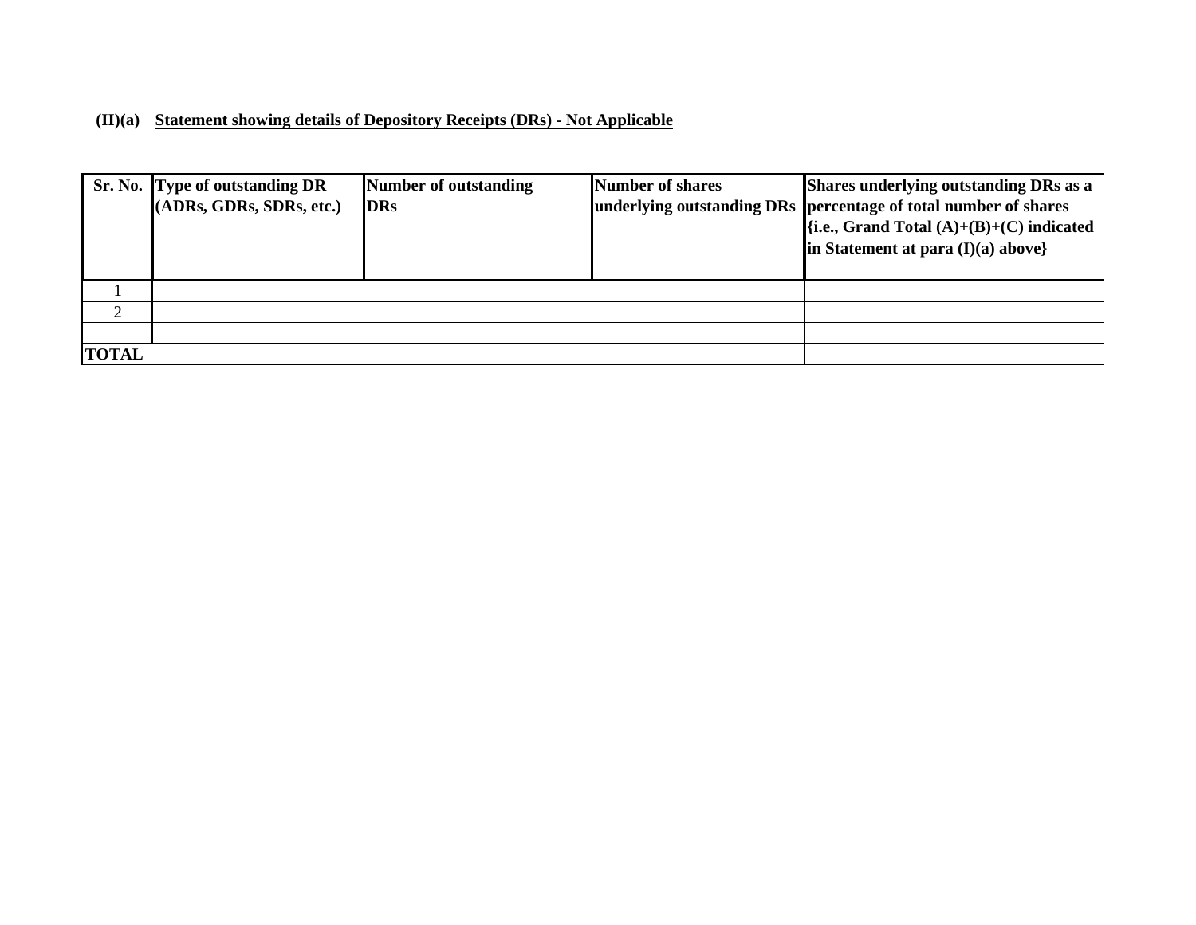**(II)(a) Statement showing details of Depository Receipts (DRs) - Not Applicable**

| Sr. No. | Type of outstanding DR (ADRs, GDRs, SDRs, etc.) | Number of outstanding DRs | Number of shares underlying outstanding DRs | Shares underlying outstanding DRs as a percentage of total number of shares {i.e., Grand Total (A)+(B)+(C) indicated in Statement at para (I)(a) above} |
|---|---|---|---|---|
| 1 | | | | |
| 2 | | | | |
| | | | | |
| TOTAL | | | | |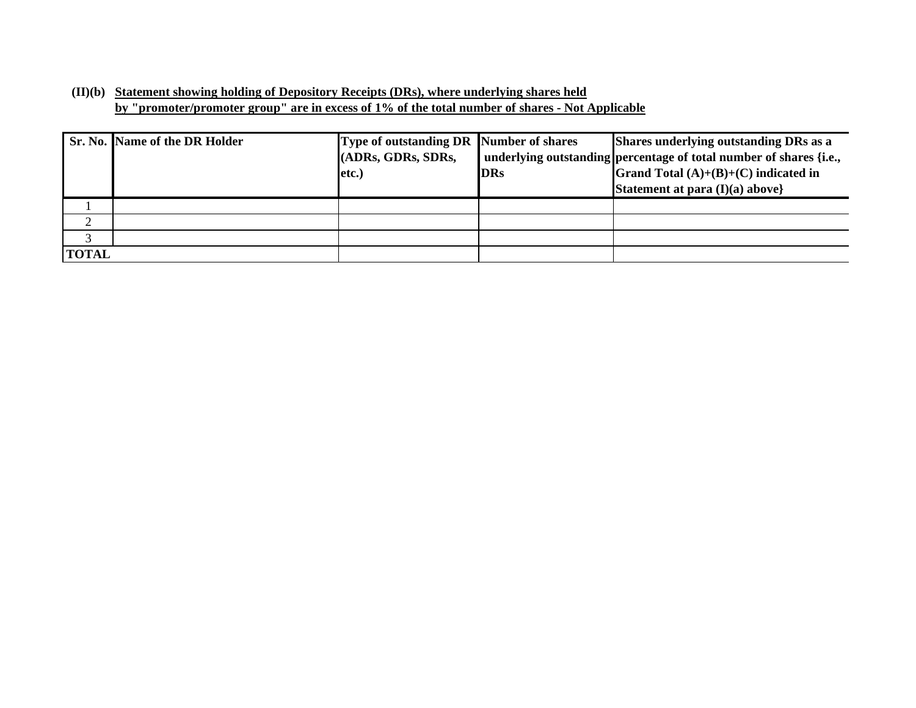**(II)(b) Statement showing holding of Depository Receipts (DRs), where underlying shares held by "promoter/promoter group" are in excess of 1% of the total number of shares - Not Applicable**

| Sr. No. | Name of the DR Holder | Type of outstanding DR (ADRs, GDRs, SDRs, etc.) | Number of shares underlying outstanding DRs | Shares underlying outstanding DRs as a percentage of total number of shares {i.e., Grand Total (A)+(B)+(C) indicated in Statement at para (I)(a) above} |
|---|---|---|---|---|
| 1 | | | | |
| 2 | | | | |
| 3 | | | | |
| TOTAL | | | | |